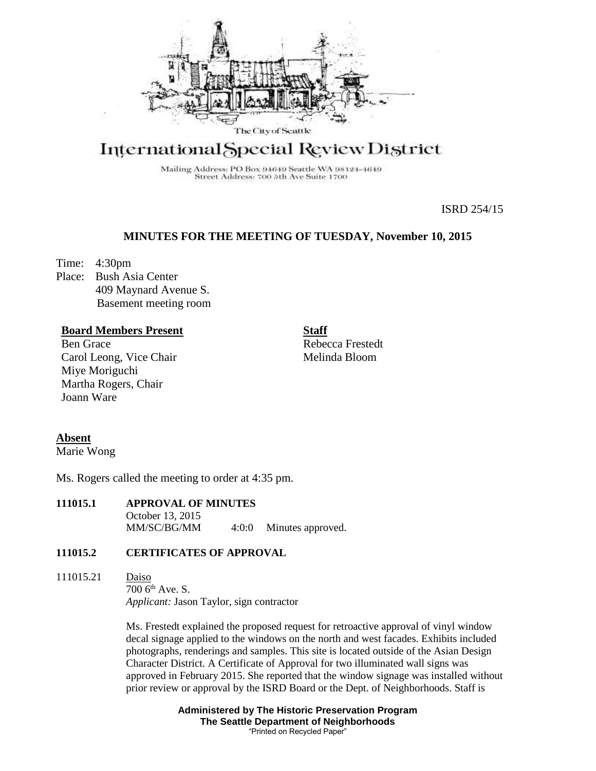The City of Seattle

# International Special Review District

Mailing Address: PO Box 94649 Seattle WA 98124-4649
Street Address: 700 5th Ave Suite 1700

ISRD 254/15

## MINUTES FOR THE MEETING OF TUESDAY, November 10, 2015

Time: 4:30pm
Place: Bush Asia Center
409 Maynard Avenue S.
Basement meeting room

**Board Members Present**
Ben Grace
Carol Leong, Vice Chair
Miye Moriguchi
Martha Rogers, Chair
Joann Ware

**Staff**
Rebecca Frestedt
Melinda Bloom

**Absent**
Marie Wong

Ms. Rogers called the meeting to order at 4:35 pm.

**111015.1 APPROVAL OF MINUTES**
October 13, 2015
MM/SC/BG/MM 4:0:0 Minutes approved.

**111015.2 CERTIFICATES OF APPROVAL**

111015.21 Daiso
700 6th Ave. S.
*Applicant:* Jason Taylor, sign contractor

Ms. Frestedt explained the proposed request for retroactive approval of vinyl window decal signage applied to the windows on the north and west facades. Exhibits included photographs, renderings and samples. This site is located outside of the Asian Design Character District. A Certificate of Approval for two illuminated wall signs was approved in February 2015. She reported that the window signage was installed without prior review or approval by the ISRD Board or the Dept. of Neighborhoods. Staff is

**Administered by The Historic Preservation Program**
**The Seattle Department of Neighborhoods**
"Printed on Recycled Paper"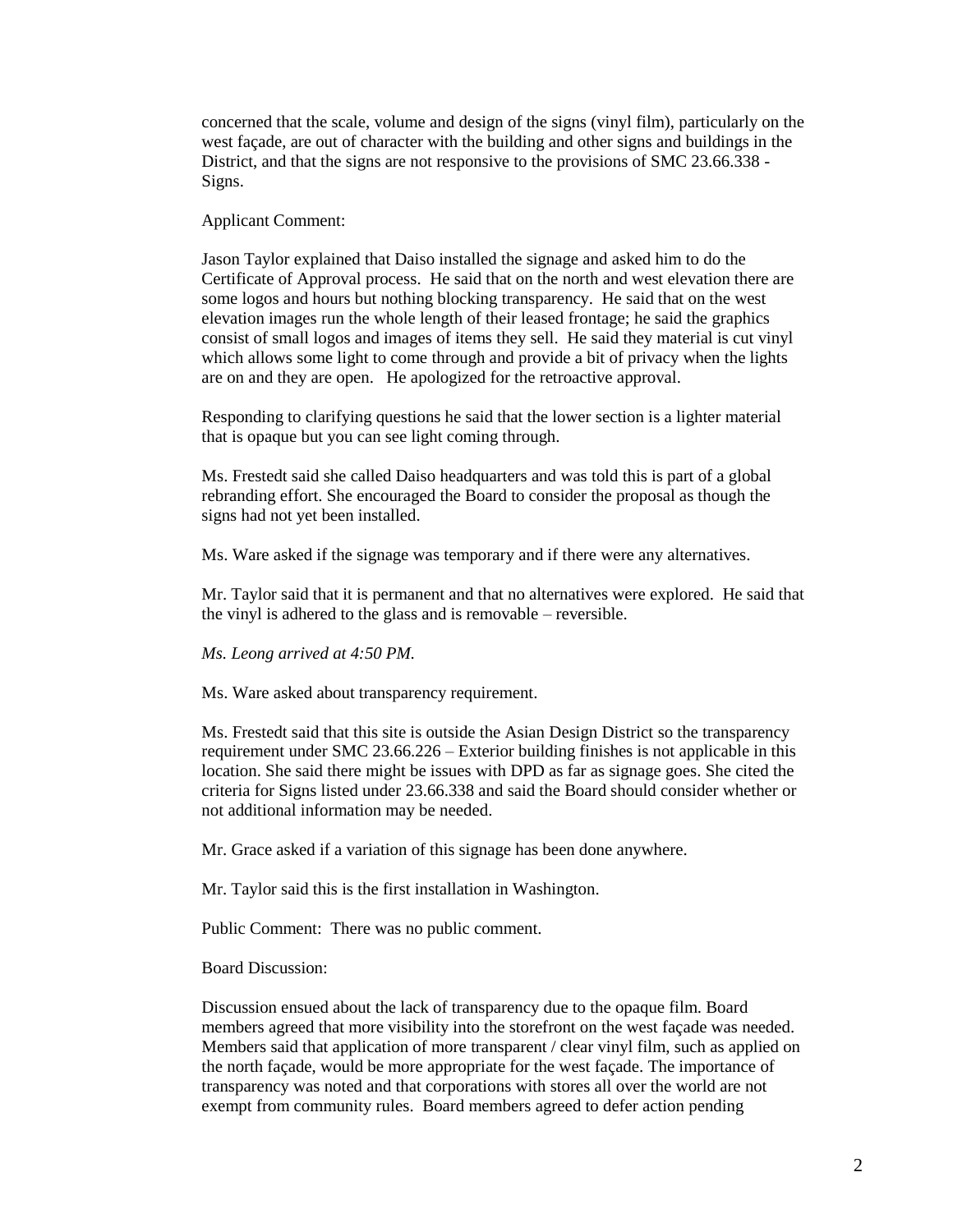concerned that the scale, volume and design of the signs (vinyl film), particularly on the west façade, are out of character with the building and other signs and buildings in the District, and that the signs are not responsive to the provisions of SMC 23.66.338 - Signs.

Applicant Comment:

Jason Taylor explained that Daiso installed the signage and asked him to do the Certificate of Approval process. He said that on the north and west elevation there are some logos and hours but nothing blocking transparency. He said that on the west elevation images run the whole length of their leased frontage; he said the graphics consist of small logos and images of items they sell. He said they material is cut vinyl which allows some light to come through and provide a bit of privacy when the lights are on and they are open. He apologized for the retroactive approval.

Responding to clarifying questions he said that the lower section is a lighter material that is opaque but you can see light coming through.

Ms. Frestedt said she called Daiso headquarters and was told this is part of a global rebranding effort. She encouraged the Board to consider the proposal as though the signs had not yet been installed.

Ms. Ware asked if the signage was temporary and if there were any alternatives.

Mr. Taylor said that it is permanent and that no alternatives were explored. He said that the vinyl is adhered to the glass and is removable – reversible.

*Ms. Leong arrived at 4:50 PM.*

Ms. Ware asked about transparency requirement.

Ms. Frestedt said that this site is outside the Asian Design District so the transparency requirement under SMC 23.66.226 – Exterior building finishes is not applicable in this location. She said there might be issues with DPD as far as signage goes. She cited the criteria for Signs listed under 23.66.338 and said the Board should consider whether or not additional information may be needed.

Mr. Grace asked if a variation of this signage has been done anywhere.

Mr. Taylor said this is the first installation in Washington.

Public Comment: There was no public comment.

Board Discussion:

Discussion ensued about the lack of transparency due to the opaque film. Board members agreed that more visibility into the storefront on the west façade was needed. Members said that application of more transparent / clear vinyl film, such as applied on the north façade, would be more appropriate for the west façade. The importance of transparency was noted and that corporations with stores all over the world are not exempt from community rules. Board members agreed to defer action pending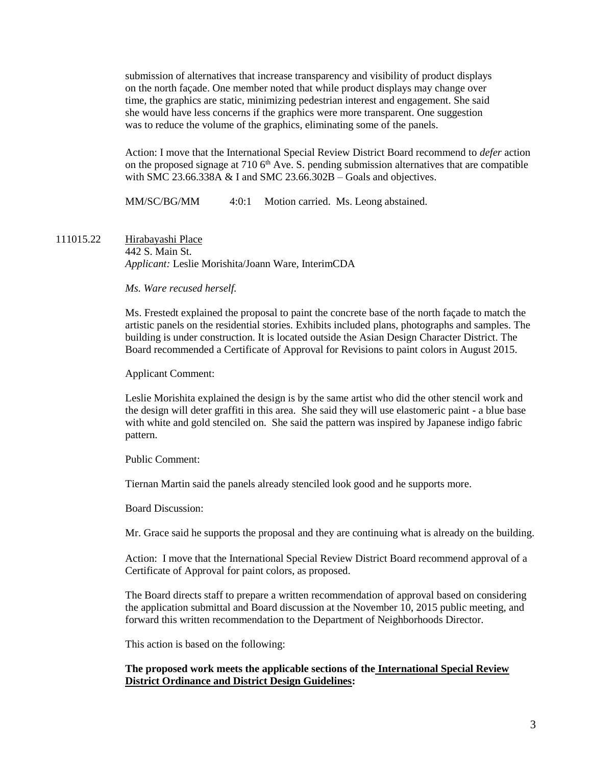submission of alternatives that increase transparency and visibility of product displays on the north façade. One member noted that while product displays may change over time, the graphics are static, minimizing pedestrian interest and engagement. She said she would have less concerns if the graphics were more transparent. One suggestion was to reduce the volume of the graphics, eliminating some of the panels.

Action: I move that the International Special Review District Board recommend to *defer* action on the proposed signage at 710 6th Ave. S. pending submission alternatives that are compatible with SMC 23.66.338A & I and SMC 23.66.302B – Goals and objectives.

MM/SC/BG/MM 4:0:1 Motion carried. Ms. Leong abstained.

111015.22 Hirabayashi Place
442 S. Main St.
*Applicant:* Leslie Morishita/Joann Ware, InterimCDA

*Ms. Ware recused herself.*

Ms. Frestedt explained the proposal to paint the concrete base of the north façade to match the artistic panels on the residential stories. Exhibits included plans, photographs and samples. The building is under construction. It is located outside the Asian Design Character District. The Board recommended a Certificate of Approval for Revisions to paint colors in August 2015.

Applicant Comment:

Leslie Morishita explained the design is by the same artist who did the other stencil work and the design will deter graffiti in this area. She said they will use elastomeric paint - a blue base with white and gold stenciled on. She said the pattern was inspired by Japanese indigo fabric pattern.

Public Comment:

Tiernan Martin said the panels already stenciled look good and he supports more.

Board Discussion:

Mr. Grace said he supports the proposal and they are continuing what is already on the building.

Action: I move that the International Special Review District Board recommend approval of a Certificate of Approval for paint colors, as proposed.

The Board directs staff to prepare a written recommendation of approval based on considering the application submittal and Board discussion at the November 10, 2015 public meeting, and forward this written recommendation to the Department of Neighborhoods Director.

This action is based on the following:

**The proposed work meets the applicable sections of the International Special Review District Ordinance and District Design Guidelines:**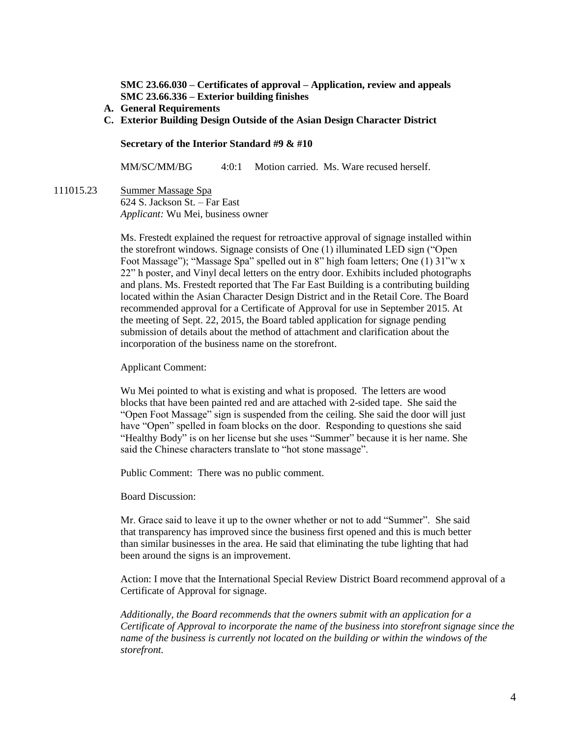**SMC 23.66.030 – Certificates of approval – Application, review and appeals**
**SMC 23.66.336 – Exterior building finishes**

**A. General Requirements**
**C. Exterior Building Design Outside of the Asian Design Character District**

**Secretary of the Interior Standard #9 & #10**

MM/SC/MM/BG 4:0:1 Motion carried. Ms. Ware recused herself.

111015.23 Summer Massage Spa
624 S. Jackson St. – Far East
*Applicant:* Wu Mei, business owner

Ms. Frestedt explained the request for retroactive approval of signage installed within the storefront windows. Signage consists of One (1) illuminated LED sign ("Open Foot Massage"); "Massage Spa" spelled out in 8" high foam letters; One (1) 31"w x 22" h poster, and Vinyl decal letters on the entry door. Exhibits included photographs and plans. Ms. Frestedt reported that The Far East Building is a contributing building located within the Asian Character Design District and in the Retail Core. The Board recommended approval for a Certificate of Approval for use in September 2015. At the meeting of Sept. 22, 2015, the Board tabled application for signage pending submission of details about the method of attachment and clarification about the incorporation of the business name on the storefront.

Applicant Comment:

Wu Mei pointed to what is existing and what is proposed. The letters are wood blocks that have been painted red and are attached with 2-sided tape. She said the "Open Foot Massage" sign is suspended from the ceiling. She said the door will just have "Open" spelled in foam blocks on the door. Responding to questions she said "Healthy Body" is on her license but she uses "Summer" because it is her name. She said the Chinese characters translate to "hot stone massage".

Public Comment: There was no public comment.

Board Discussion:

Mr. Grace said to leave it up to the owner whether or not to add "Summer". She said that transparency has improved since the business first opened and this is much better than similar businesses in the area. He said that eliminating the tube lighting that had been around the signs is an improvement.

Action: I move that the International Special Review District Board recommend approval of a Certificate of Approval for signage.

*Additionally, the Board recommends that the owners submit with an application for a Certificate of Approval to incorporate the name of the business into storefront signage since the name of the business is currently not located on the building or within the windows of the storefront.*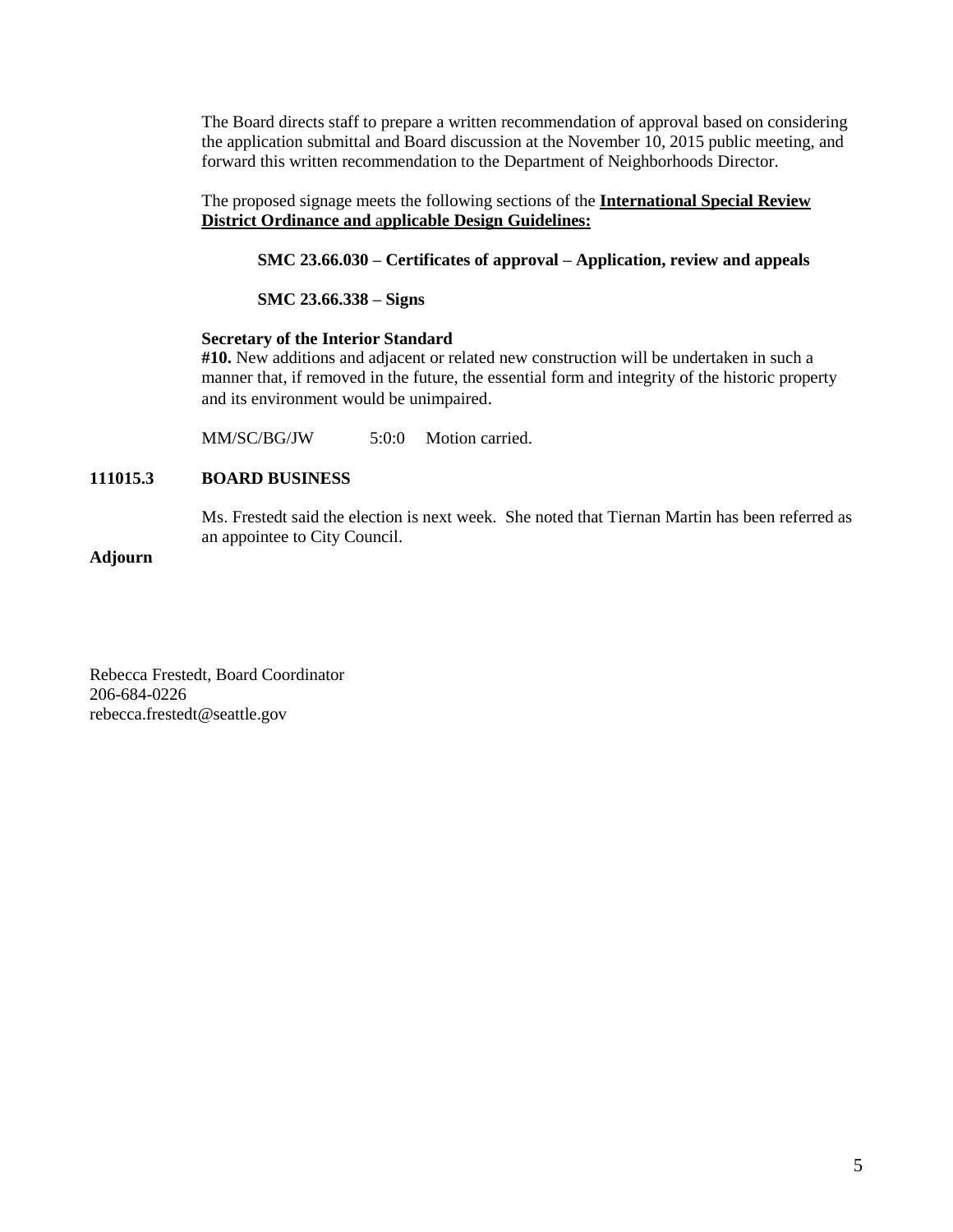The Board directs staff to prepare a written recommendation of approval based on considering the application submittal and Board discussion at the November 10, 2015 public meeting, and forward this written recommendation to the Department of Neighborhoods Director.

The proposed signage meets the following sections of the **International Special Review District Ordinance and applicable Design Guidelines:**

**SMC 23.66.030 – Certificates of approval – Application, review and appeals**

**SMC 23.66.338 – Signs**

**Secretary of the Interior Standard**
**#10.** New additions and adjacent or related new construction will be undertaken in such a manner that, if removed in the future, the essential form and integrity of the historic property and its environment would be unimpaired.

MM/SC/BG/JW 5:0:0 Motion carried.

**111015.3 BOARD BUSINESS**

Ms. Frestedt said the election is next week. She noted that Tiernan Martin has been referred as an appointee to City Council.

**Adjourn**

Rebecca Frestedt, Board Coordinator
206-684-0226
rebecca.frestedt@seattle.gov